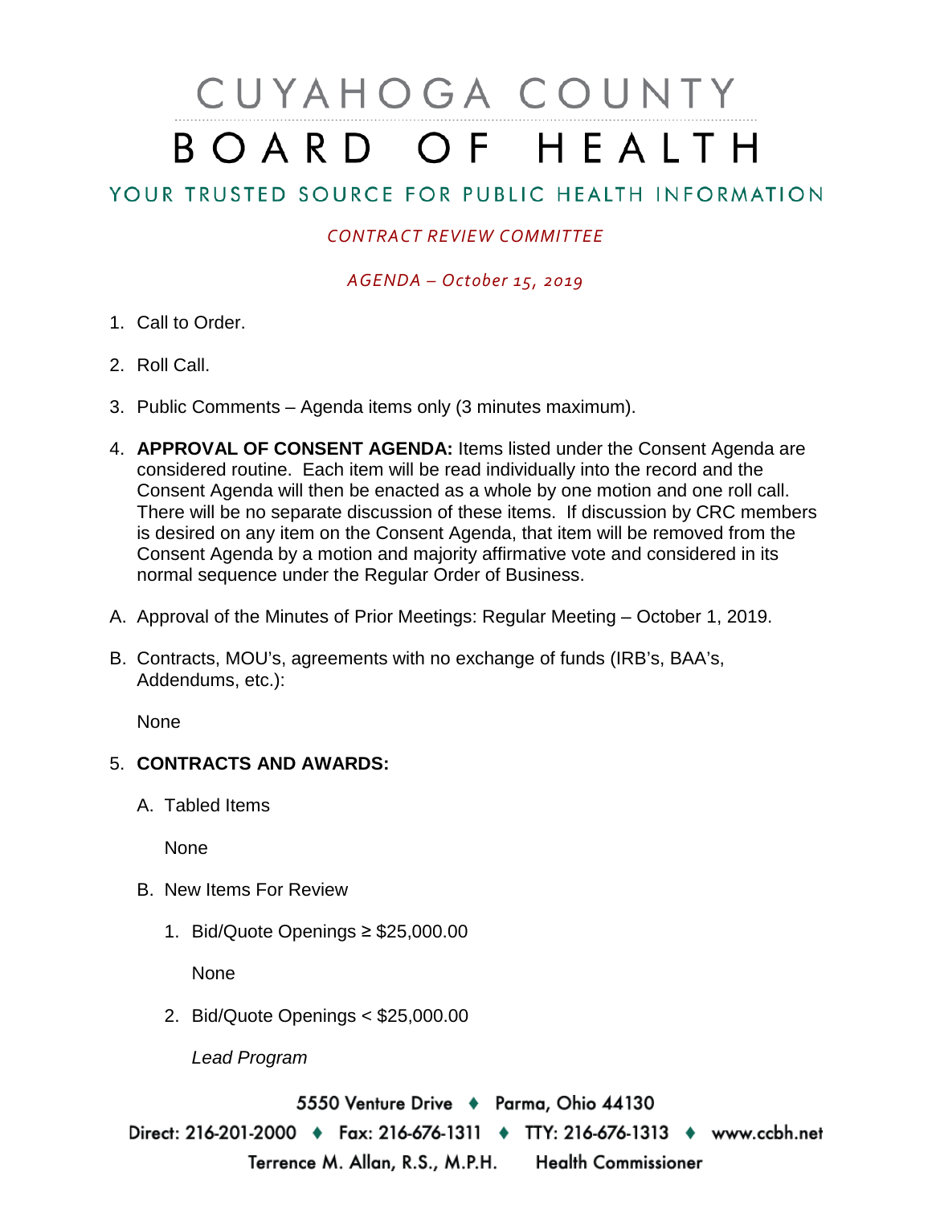# CUYAHOGA COUNTY BOARD OF HEALTH

## YOUR TRUSTED SOURCE FOR PUBLIC HEALTH INFORMATION

*CONTRACT REVIEW COMMITTEE*

*AGENDA – October 15, 2019*

1. Call to Order.

2. Roll Call.

3. Public Comments – Agenda items only (3 minutes maximum).

4. **APPROVAL OF CONSENT AGENDA:** Items listed under the Consent Agenda are considered routine. Each item will be read individually into the record and the Consent Agenda will then be enacted as a whole by one motion and one roll call. There will be no separate discussion of these items. If discussion by CRC members is desired on any item on the Consent Agenda, that item will be removed from the Consent Agenda by a motion and majority affirmative vote and considered in its normal sequence under the Regular Order of Business.

A. Approval of the Minutes of Prior Meetings: Regular Meeting – October 1, 2019.

B. Contracts, MOU's, agreements with no exchange of funds (IRB's, BAA's, Addendums, etc.):

   None

5. **CONTRACTS AND AWARDS:**

   A. Tabled Items

      None

   B. New Items For Review

      1. Bid/Quote Openings ≥ $25,000.00

         None

      2. Bid/Quote Openings < $25,000.00

         *Lead Program*

5550 Venture Drive ♦ Parma, Ohio 44130
Direct: 216-201-2000 ♦ Fax: 216-676-1311 ♦ TTY: 216-676-1313 ♦ www.ccbh.net
Terrence M. Allan, R.S., M.P.H. Health Commissioner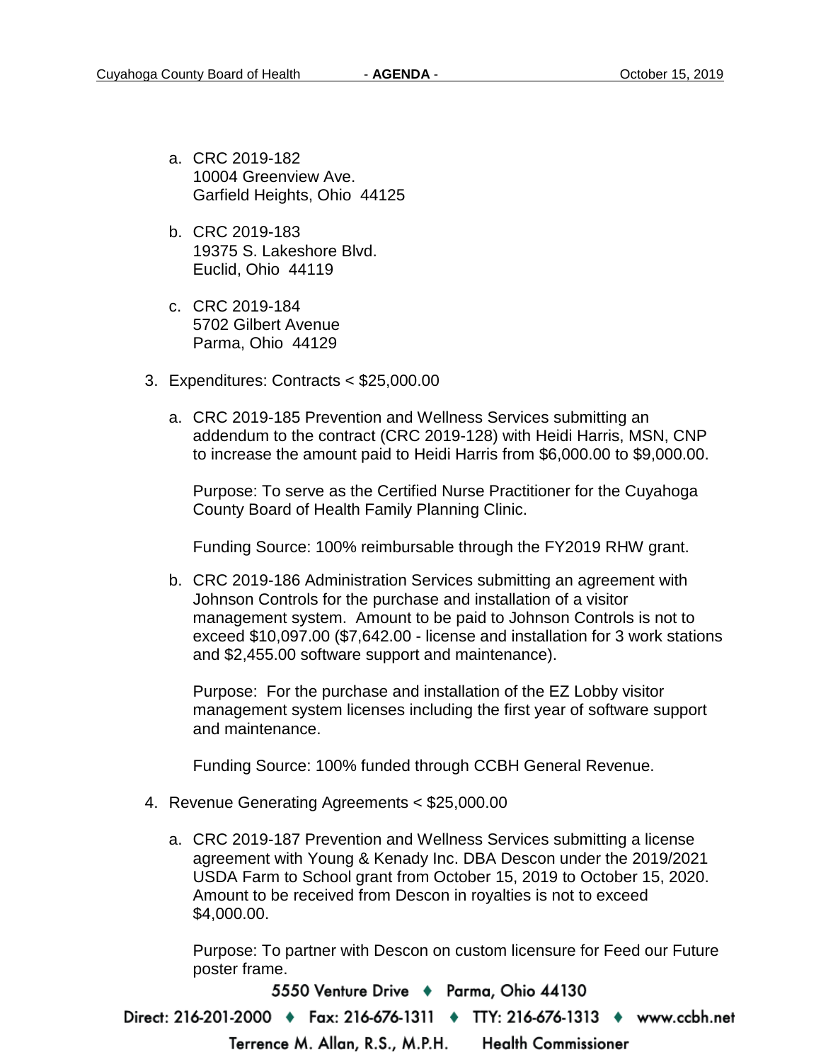a. CRC 2019-182
   10004 Greenview Ave.
   Garfield Heights, Ohio 44125

b. CRC 2019-183
   19375 S. Lakeshore Blvd.
   Euclid, Ohio 44119

c. CRC 2019-184
   5702 Gilbert Avenue
   Parma, Ohio 44129

3. Expenditures: Contracts < $25,000.00

   a. CRC 2019-185 Prevention and Wellness Services submitting an addendum to the contract (CRC 2019-128) with Heidi Harris, MSN, CNP to increase the amount paid to Heidi Harris from $6,000.00 to $9,000.00.

      Purpose: To serve as the Certified Nurse Practitioner for the Cuyahoga County Board of Health Family Planning Clinic.

      Funding Source: 100% reimbursable through the FY2019 RHW grant.

   b. CRC 2019-186 Administration Services submitting an agreement with Johnson Controls for the purchase and installation of a visitor management system. Amount to be paid to Johnson Controls is not to exceed $10,097.00 ($7,642.00 - license and installation for 3 work stations and $2,455.00 software support and maintenance).

      Purpose: For the purchase and installation of the EZ Lobby visitor management system licenses including the first year of software support and maintenance.

      Funding Source: 100% funded through CCBH General Revenue.

4. Revenue Generating Agreements < $25,000.00

   a. CRC 2019-187 Prevention and Wellness Services submitting a license agreement with Young & Kenady Inc. DBA Descon under the 2019/2021 USDA Farm to School grant from October 15, 2019 to October 15, 2020. Amount to be received from Descon in royalties is not to exceed $4,000.00.

      Purpose: To partner with Descon on custom licensure for Feed our Future poster frame.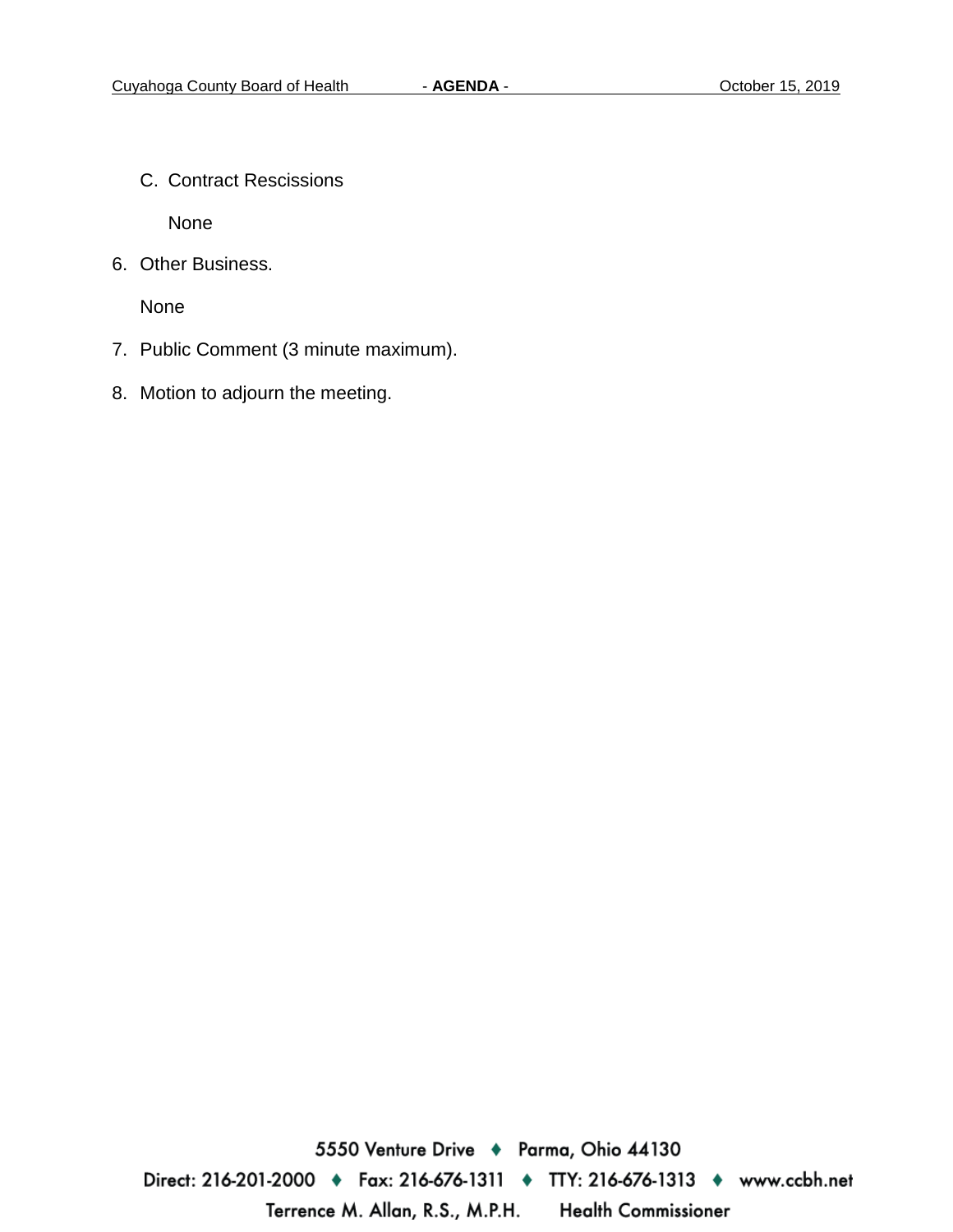C. Contract Rescissions

   None

6. Other Business.

   None

7. Public Comment (3 minute maximum).

8. Motion to adjourn the meeting.